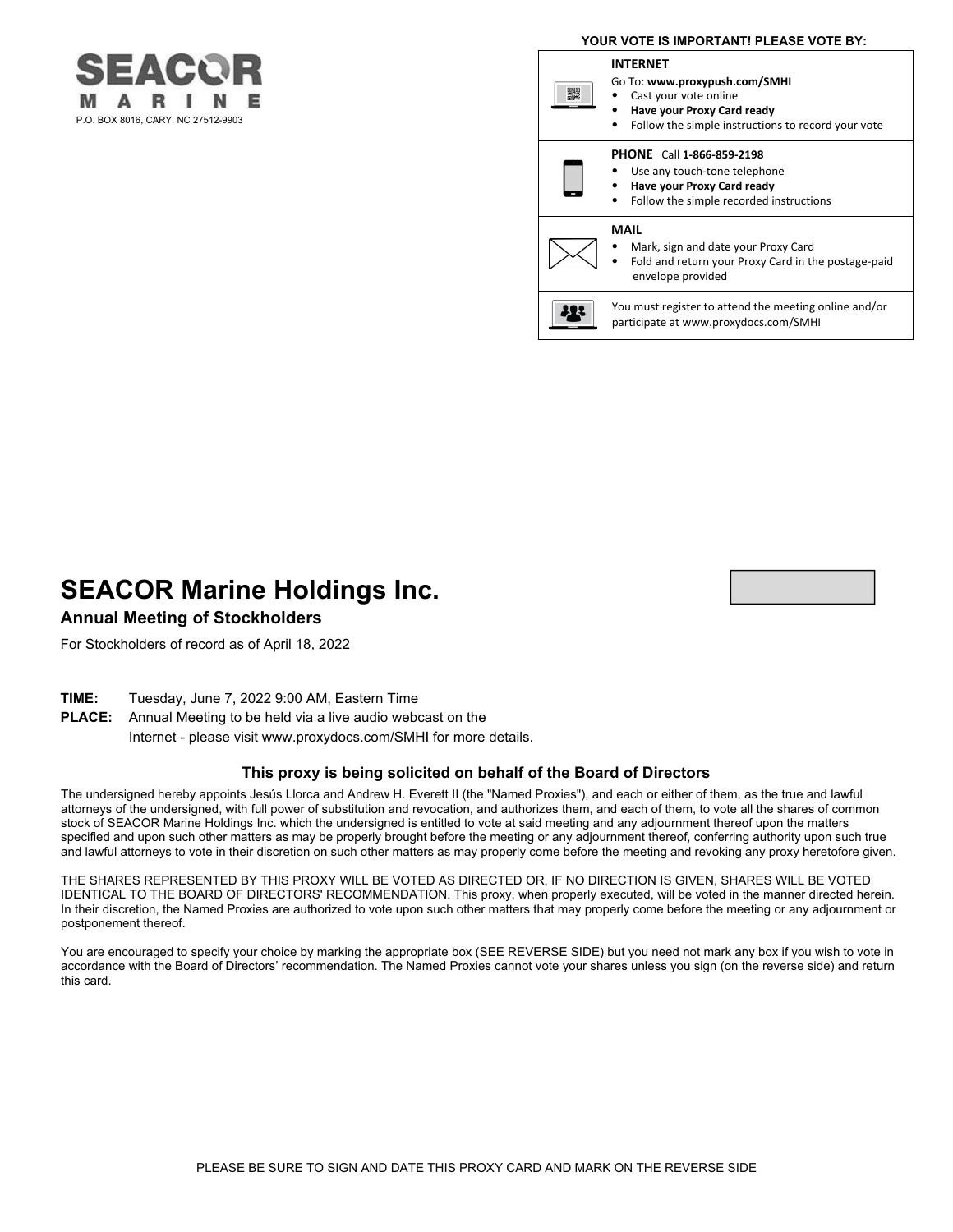SEACOR MARINE

P.O. BOX 8016, CARY, NC 27512-9903

**YOUR VOTE IS IMPORTANT! PLEASE VOTE BY:**

**INTERNET**
Go To: **www.proxypush.com/SMHI**
- Cast your vote online
- **Have your Proxy Card ready**
- Follow the simple instructions to record your vote

**PHONE** Call **1-866-859-2198**
- Use any touch-tone telephone
- **Have your Proxy Card ready**
- Follow the simple recorded instructions

**MAIL**
- Mark, sign and date your Proxy Card
- Fold and return your Proxy Card in the postage-paid envelope provided

You must register to attend the meeting online and/or participate at www.proxydocs.com/SMHI

# SEACOR Marine Holdings Inc.

## Annual Meeting of Stockholders

For Stockholders of record as of April 18, 2022

**TIME:** Tuesday, June 7, 2022 9:00 AM, Eastern Time

**PLACE:** Annual Meeting to be held via a live audio webcast on the Internet - please visit www.proxydocs.com/SMHI for more details.

### This proxy is being solicited on behalf of the Board of Directors

The undersigned hereby appoints Jesús Llorca and Andrew H. Everett II (the "Named Proxies"), and each or either of them, as the true and lawful attorneys of the undersigned, with full power of substitution and revocation, and authorizes them, and each of them, to vote all the shares of common stock of SEACOR Marine Holdings Inc. which the undersigned is entitled to vote at said meeting and any adjournment thereof upon the matters specified and upon such other matters as may be properly brought before the meeting or any adjournment thereof, conferring authority upon such true and lawful attorneys to vote in their discretion on such other matters as may properly come before the meeting and revoking any proxy heretofore given.

THE SHARES REPRESENTED BY THIS PROXY WILL BE VOTED AS DIRECTED OR, IF NO DIRECTION IS GIVEN, SHARES WILL BE VOTED IDENTICAL TO THE BOARD OF DIRECTORS' RECOMMENDATION. This proxy, when properly executed, will be voted in the manner directed herein. In their discretion, the Named Proxies are authorized to vote upon such other matters that may properly come before the meeting or any adjournment or postponement thereof.

You are encouraged to specify your choice by marking the appropriate box (SEE REVERSE SIDE) but you need not mark any box if you wish to vote in accordance with the Board of Directors' recommendation. The Named Proxies cannot vote your shares unless you sign (on the reverse side) and return this card.

PLEASE BE SURE TO SIGN AND DATE THIS PROXY CARD AND MARK ON THE REVERSE SIDE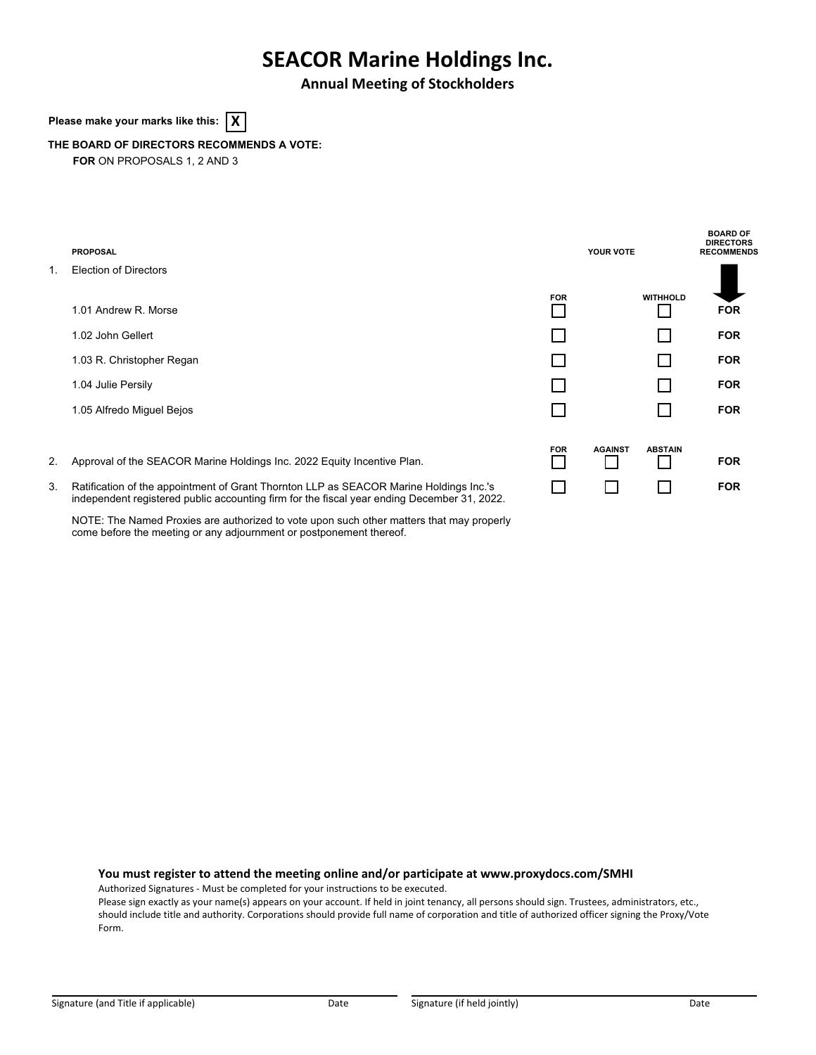# SEACOR Marine Holdings Inc.

## Annual Meeting of Stockholders

**Please make your marks like this:** X

**THE BOARD OF DIRECTORS RECOMMENDS A VOTE:**

**FOR** ON PROPOSALS 1, 2 AND 3

| | PROPOSAL | YOUR VOTE | | | BOARD OF DIRECTORS RECOMMENDS |
|---|---|---|---|---|---|
| 1. | Election of Directors | | | | |
| | | FOR | | WITHHOLD | |
| | 1.01 Andrew R. Morse | ☐ | | ☐ | FOR |
| | 1.02 John Gellert | ☐ | | ☐ | FOR |
| | 1.03 R. Christopher Regan | ☐ | | ☐ | FOR |
| | 1.04 Julie Persily | ☐ | | ☐ | FOR |
| | 1.05 Alfredo Miguel Bejos | ☐ | | ☐ | FOR |
| | | FOR | AGAINST | ABSTAIN | |
| 2. | Approval of the SEACOR Marine Holdings Inc. 2022 Equity Incentive Plan. | ☐ | ☐ | ☐ | FOR |
| 3. | Ratification of the appointment of Grant Thornton LLP as SEACOR Marine Holdings Inc.'s independent registered public accounting firm for the fiscal year ending December 31, 2022. | ☐ | ☐ | ☐ | FOR |

NOTE: The Named Proxies are authorized to vote upon such other matters that may properly come before the meeting or any adjournment or postponement thereof.

**You must register to attend the meeting online and/or participate at www.proxydocs.com/SMHI**

Authorized Signatures - Must be completed for your instructions to be executed.

Please sign exactly as your name(s) appears on your account. If held in joint tenancy, all persons should sign. Trustees, administrators, etc., should include title and authority. Corporations should provide full name of corporation and title of authorized officer signing the Proxy/Vote Form.

Signature (and Title if applicable) Date

Signature (if held jointly) Date